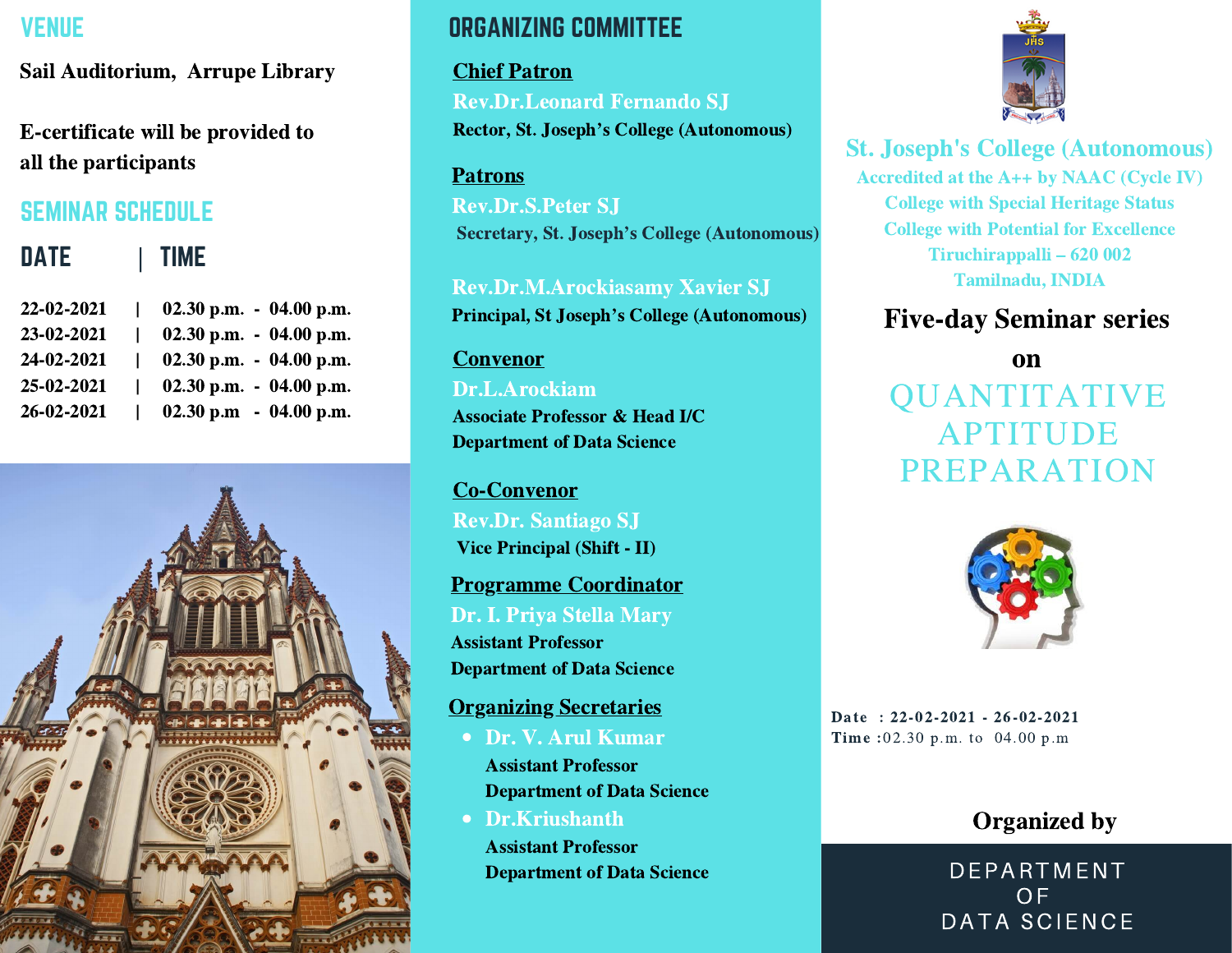## VENUE

**Sail Auditorium, Arrupe Library**

**E-certificate will be provided to all the participants**

## SEMINAR SCHEDULE

| DATE | TIME |
| --- | --- |
| 22-02-2021 | 02.30 p.m. - 04.00 p.m. |
| 23-02-2021 | 02.30 p.m. - 04.00 p.m. |
| 24-02-2021 | 02.30 p.m. - 04.00 p.m. |
| 25-02-2021 | 02.30 p.m. - 04.00 p.m. |
| 26-02-2021 | 02.30 p.m - 04.00 p.m. |

## ORGANIZING COMMITTEE

**Chief Patron**

**Rev.Dr.Leonard Fernando SJ**
**Rector, St. Joseph's College (Autonomous)**

**Patrons**

**Rev.Dr.S.Peter SJ**
**Secretary, St. Joseph's College (Autonomous)**

**Rev.Dr.M.Arockiasamy Xavier SJ**
**Principal, St Joseph's College (Autonomous)**

**Convenor**

**Dr.L.Arockiam**
**Associate Professor & Head I/C**
**Department of Data Science**

**Co-Convenor**

**Rev.Dr. Santiago SJ**
**Vice Principal (Shift - II)**

**Programme Coordinator**

**Dr. I. Priya Stella Mary**
**Assistant Professor**
**Department of Data Science**

**Organizing Secretaries**

- **Dr. V. Arul Kumar**
  **Assistant Professor**
  **Department of Data Science**
- **Dr.Kriushanth**
  **Assistant Professor**
  **Department of Data Science**

# St. Joseph's College (Autonomous)

Accredited at the A++ by NAAC (Cycle IV)
College with Special Heritage Status
College with Potential for Excellence
Tiruchirappalli – 620 002
Tamilnadu, INDIA

**Five-day Seminar series**

**on**

# QUANTITATIVE APTITUDE PREPARATION

**Date** : 22-02-2021 - 26-02-2021
**Time** : 02.30 p.m. to 04.00 p.m

**Organized by**

DEPARTMENT OF DATA SCIENCE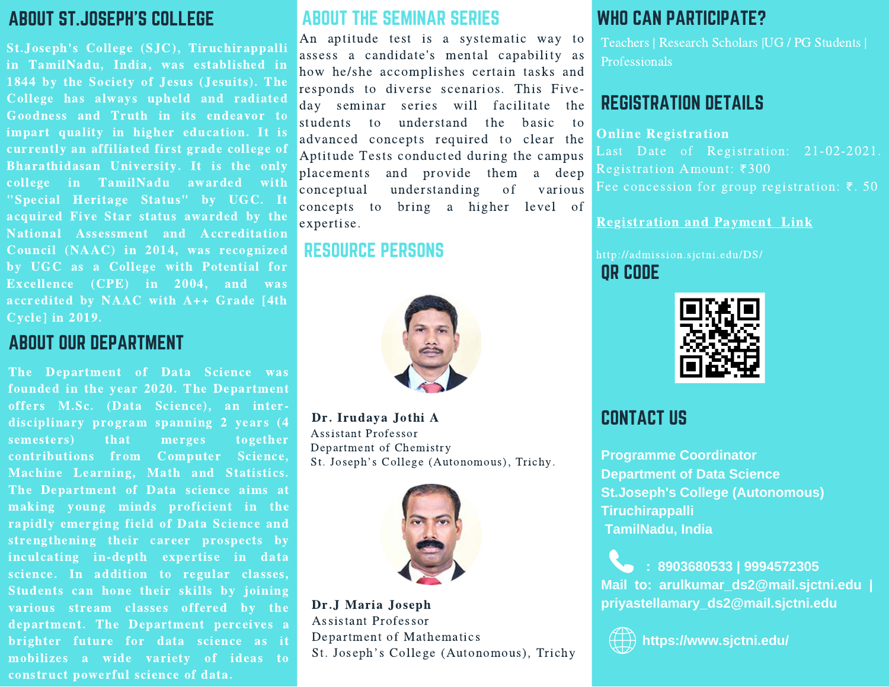## ABOUT ST.JOSEPH'S COLLEGE

St.Joseph's College (SJC), Tiruchirappalli in TamilNadu, India, was established in 1844 by the Society of Jesus (Jesuits). The College has always upheld and radiated Goodness and Truth in its endeavor to impart quality in higher education. It is currently an affiliated first grade college of Bharathidasan University. It is the only college in TamilNadu awarded with "Special Heritage Status" by UGC. It acquired Five Star status awarded by the National Assessment and Accreditation Council (NAAC) in 2014, was recognized by UGC as a College with Potential for Excellence (CPE) in 2004, and was accredited by NAAC with A++ Grade [4th Cycle] in 2019.

## ABOUT OUR DEPARTMENT

The Department of Data Science was founded in the year 2020. The Department offers M.Sc. (Data Science), an inter-disciplinary program spanning 2 years (4 semesters) that merges together contributions from Computer Science, Machine Learning, Math and Statistics. The Department of Data science aims at making young minds proficient in the rapidly emerging field of Data Science and strengthening their career prospects by inculcating in-depth expertise in data science. In addition to regular classes, Students can hone their skills by joining various stream classes offered by the department. The Department perceives a brighter future for data science as it mobilizes a wide variety of ideas to construct powerful science of data.

## ABOUT THE SEMINAR SERIES

An aptitude test is a systematic way to assess a candidate's mental capability as how he/she accomplishes certain tasks and responds to diverse scenarios. This Five-day seminar series will facilitate the students to understand the basic to advanced concepts required to clear the Aptitude Tests conducted during the campus placements and provide them a deep conceptual understanding of various concepts to bring a higher level of expertise.

## RESOURCE PERSONS

**Dr. Irudaya Jothi A**
Assistant Professor
Department of Chemistry
St. Joseph's College (Autonomous), Trichy.

**Dr.J Maria Joseph**
Assistant Professor
Department of Mathematics
St. Joseph's College (Autonomous), Trichy

## WHO CAN PARTICIPATE?

Teachers | Research Scholars |UG / PG Students | Professionals

## REGISTRATION DETAILS

**Online Registration**
Last Date of Registration: 21-02-2021.
Registration Amount: ₹300
Fee concession for group registration: ₹. 50

**Registration and Payment Link**

http://admission.sjctni.edu/DS/

## QR CODE

## CONTACT US

**Programme Coordinator**
**Department of Data Science**
**St.Joseph's College (Autonomous)**
**Tiruchirappalli**
**TamilNadu, India**

**: 8903680533 | 9994572305**
**Mail to: arulkumar_ds2@mail.sjctni.edu | priyastellamary_ds2@mail.sjctni.edu**

**https://www.sjctni.edu/**